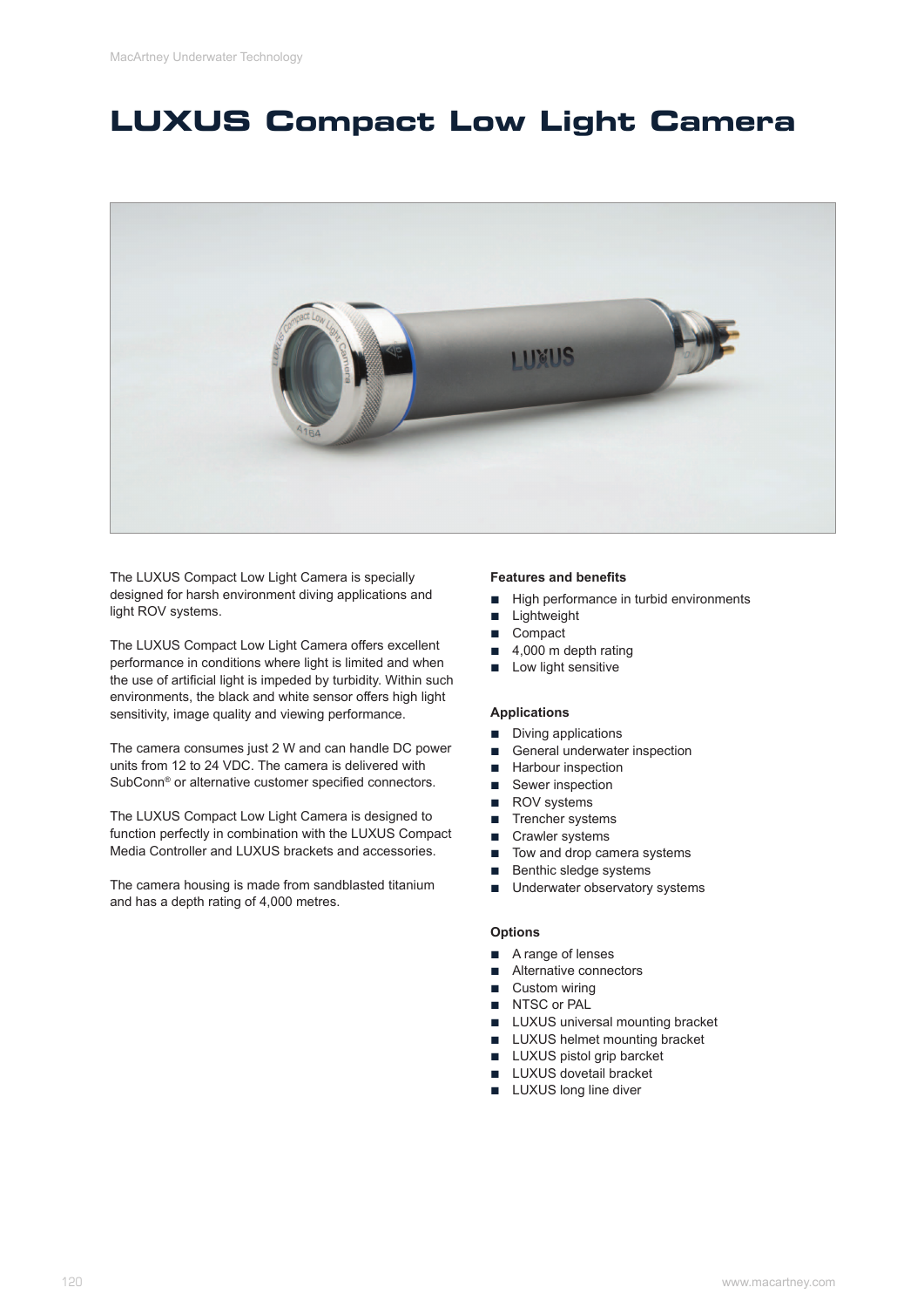# LUXUS Compact Low Light Camera

The LUXUS Compact Low Light Camera is specially designed for harsh environment diving applications and light ROV systems.

The LUXUS Compact Low Light Camera offers excellent performance in conditions where light is limited and when the use of artificial light is impeded by turbidity. Within such environments, the black and white sensor offers high light sensitivity, image quality and viewing performance.

The camera consumes just 2 W and can handle DC power units from 12 to 24 VDC. The camera is delivered with SubConn® or alternative customer specified connectors.

The LUXUS Compact Low Light Camera is designed to function perfectly in combination with the LUXUS Compact Media Controller and LUXUS brackets and accessories.

The camera housing is made from sandblasted titanium and has a depth rating of 4,000 metres.

**Features and benefits**

- High performance in turbid environments
- Lightweight
- Compact
- 4,000 m depth rating
- Low light sensitive

**Applications**

- Diving applications
- General underwater inspection
- Harbour inspection
- Sewer inspection
- ROV systems
- Trencher systems
- Crawler systems
- Tow and drop camera systems
- Benthic sledge systems
- Underwater observatory systems

**Options**

- A range of lenses
- Alternative connectors
- Custom wiring
- NTSC or PAL
- LUXUS universal mounting bracket
- LUXUS helmet mounting bracket
- LUXUS pistol grip barcket
- LUXUS dovetail bracket
- LUXUS long line diver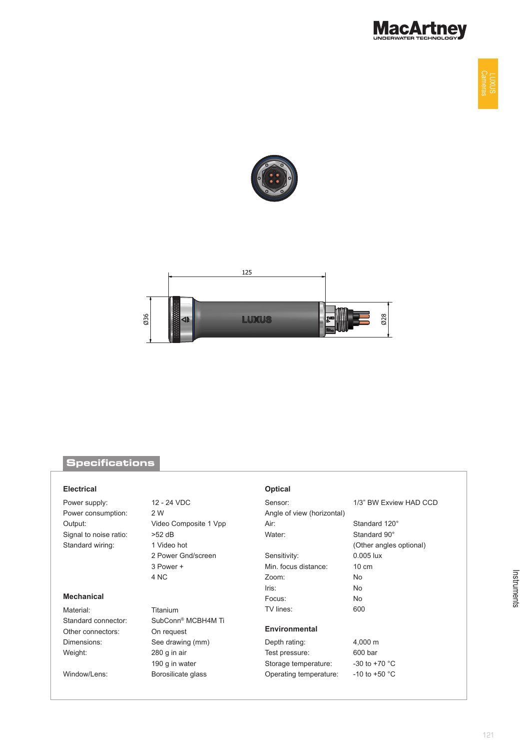125

Ø36

LUXUS

Ø28

## Specifications

### Electrical

| | |
|---|---|
| Power supply: | 12 - 24 VDC |
| Power consumption: | 2 W |
| Output: | Video Composite 1 Vpp |
| Signal to noise ratio: | >52 dB |
| Standard wiring: | 1 Video hot |
| | 2 Power Gnd/screen |
| | 3 Power + |
| | 4 NC |

### Mechanical

| | |
|---|---|
| Material: | Titanium |
| Standard connector: | SubConn® MCBH4M Ti |
| Other connectors: | On request |
| Dimensions: | See drawing (mm) |
| Weight: | 280 g in air |
| | 190 g in water |
| Window/Lens: | Borosilicate glass |

### Optical

| | |
|---|---|
| Sensor: | 1/3" BW Exview HAD CCD |
| Angle of view (horizontal) | |
| Air: | Standard 120° |
| Water: | Standard 90° |
| | (Other angles optional) |
| Sensitivity: | 0.005 lux |
| Min. focus distance: | 10 cm |
| Zoom: | No |
| Iris: | No |
| Focus: | No |
| TV lines: | 600 |

### Environmental

| | |
|---|---|
| Depth rating: | 4,000 m |
| Test pressure: | 600 bar |
| Storage temperature: | -30 to +70 °C |
| Operating temperature: | -10 to +50 °C |